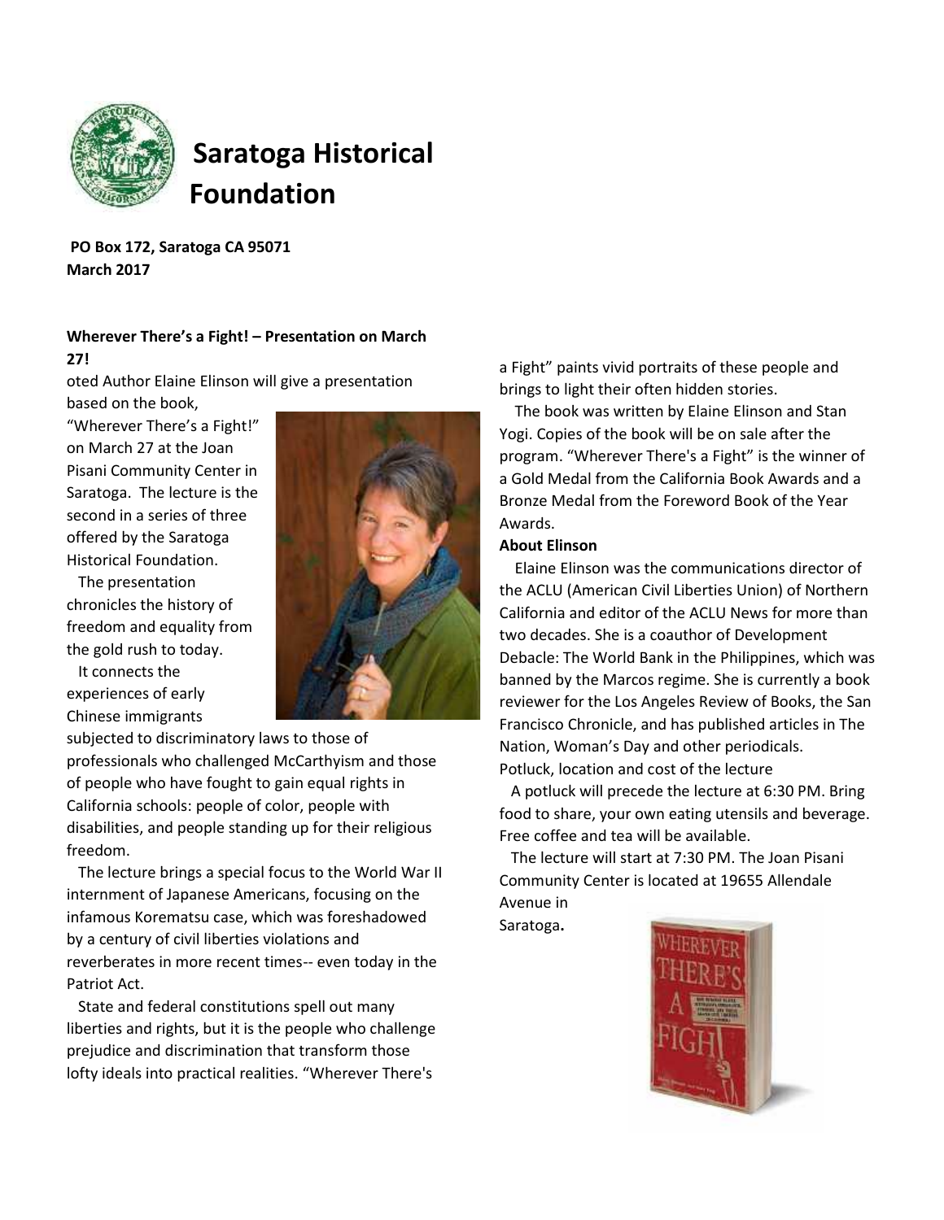# Saratoga Historical Foundation

**PO Box 172, Saratoga CA 95071**
**March 2017**

### Wherever There's a Fight! – Presentation on March 27!

oted Author Elaine Elinson will give a presentation based on the book, "Wherever There's a Fight!" on March 27 at the Joan Pisani Community Center in Saratoga. The lecture is the second in a series of three offered by the Saratoga Historical Foundation.

The presentation chronicles the history of freedom and equality from the gold rush to today.

It connects the experiences of early Chinese immigrants subjected to discriminatory laws to those of professionals who challenged McCarthyism and those of people who have fought to gain equal rights in California schools: people of color, people with disabilities, and people standing up for their religious freedom.

The lecture brings a special focus to the World War II internment of Japanese Americans, focusing on the infamous Korematsu case, which was foreshadowed by a century of civil liberties violations and reverberates in more recent times-- even today in the Patriot Act.

State and federal constitutions spell out many liberties and rights, but it is the people who challenge prejudice and discrimination that transform those lofty ideals into practical realities. "Wherever There's a Fight" paints vivid portraits of these people and brings to light their often hidden stories.

The book was written by Elaine Elinson and Stan Yogi. Copies of the book will be on sale after the program. "Wherever There's a Fight" is the winner of a Gold Medal from the California Book Awards and a Bronze Medal from the Foreword Book of the Year Awards.

**About Elinson**

Elaine Elinson was the communications director of the ACLU (American Civil Liberties Union) of Northern California and editor of the ACLU News for more than two decades. She is a coauthor of Development Debacle: The World Bank in the Philippines, which was banned by the Marcos regime. She is currently a book reviewer for the Los Angeles Review of Books, the San Francisco Chronicle, and has published articles in The Nation, Woman's Day and other periodicals.

Potluck, location and cost of the lecture

A potluck will precede the lecture at 6:30 PM. Bring food to share, your own eating utensils and beverage. Free coffee and tea will be available.

The lecture will start at 7:30 PM. The Joan Pisani Community Center is located at 19655 Allendale Avenue in Saratoga**.**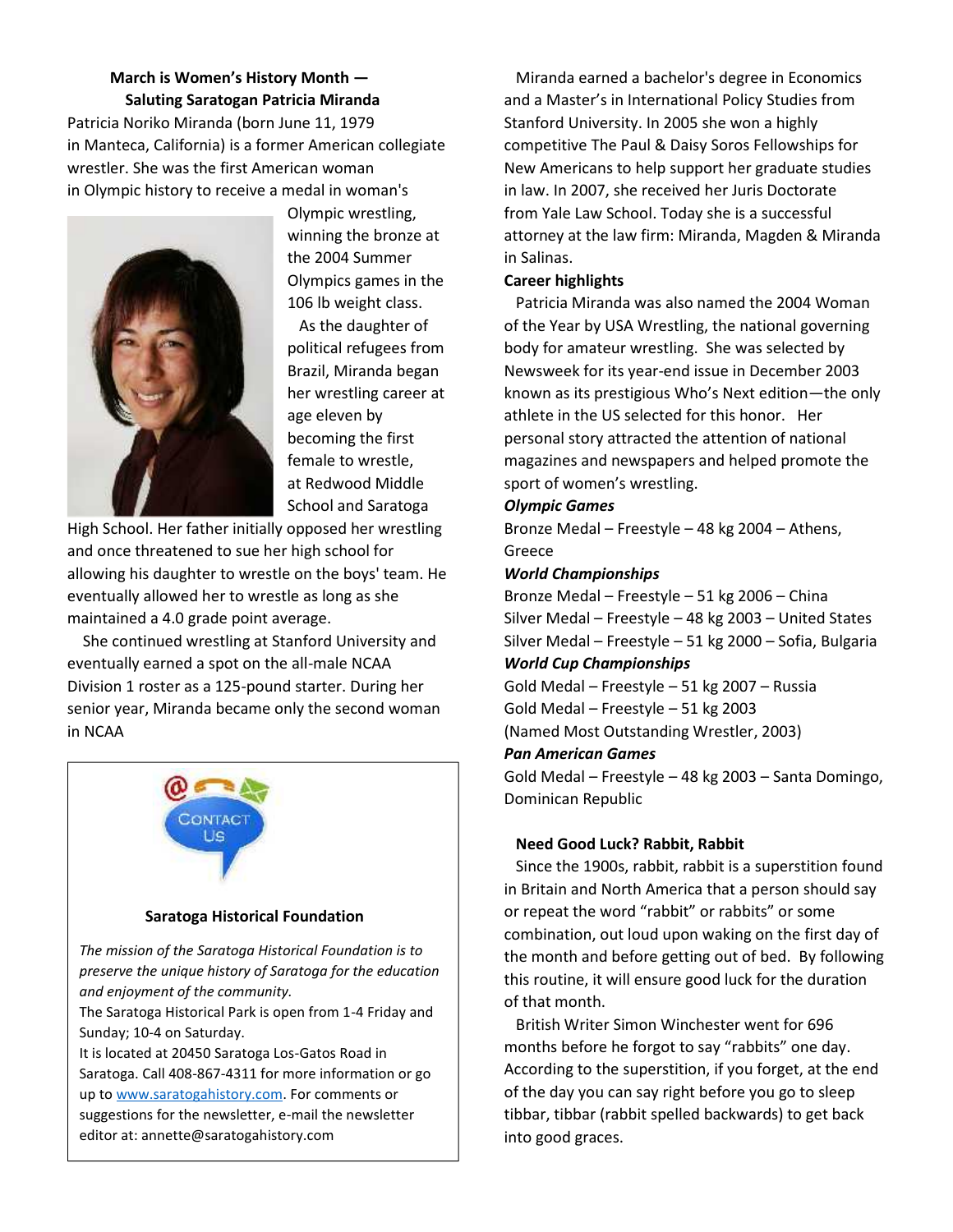## March is Women's History Month — Saluting Saratogan Patricia Miranda

Patricia Noriko Miranda (born June 11, 1979 in Manteca, California) is a former American collegiate wrestler. She was the first American woman in Olympic history to receive a medal in woman's Olympic wrestling, winning the bronze at the 2004 Summer Olympics games in the 106 lb weight class.

As the daughter of political refugees from Brazil, Miranda began her wrestling career at age eleven by becoming the first female to wrestle, at Redwood Middle School and Saratoga High School. Her father initially opposed her wrestling and once threatened to sue her high school for allowing his daughter to wrestle on the boys' team. He eventually allowed her to wrestle as long as she maintained a 4.0 grade point average.

She continued wrestling at Stanford University and eventually earned a spot on the all-male NCAA Division 1 roster as a 125-pound starter. During her senior year, Miranda became only the second woman in NCAA

---

**Contact Us**

**Saratoga Historical Foundation**

*The mission of the Saratoga Historical Foundation is to preserve the unique history of Saratoga for the education and enjoyment of the community.*

The Saratoga Historical Park is open from 1-4 Friday and Sunday; 10-4 on Saturday.

It is located at 20450 Saratoga Los-Gatos Road in Saratoga. Call 408-867-4311 for more information or go up to www.saratogahistory.com. For comments or suggestions for the newsletter, e-mail the newsletter editor at: annette@saratogahistory.com

---

Miranda earned a bachelor's degree in Economics and a Master's in International Policy Studies from Stanford University. In 2005 she won a highly competitive The Paul & Daisy Soros Fellowships for New Americans to help support her graduate studies in law. In 2007, she received her Juris Doctorate from Yale Law School. Today she is a successful attorney at the law firm: Miranda, Magden & Miranda in Salinas.

**Career highlights**

Patricia Miranda was also named the 2004 Woman of the Year by USA Wrestling, the national governing body for amateur wrestling. She was selected by Newsweek for its year-end issue in December 2003 known as its prestigious Who's Next edition—the only athlete in the US selected for this honor. Her personal story attracted the attention of national magazines and newspapers and helped promote the sport of women's wrestling.

***Olympic Games***

Bronze Medal – Freestyle – 48 kg 2004 – Athens, Greece

***World Championships***

Bronze Medal – Freestyle – 51 kg 2006 – China
Silver Medal – Freestyle – 48 kg 2003 – United States
Silver Medal – Freestyle – 51 kg 2000 – Sofia, Bulgaria

***World Cup Championships***

Gold Medal – Freestyle – 51 kg 2007 – Russia
Gold Medal – Freestyle – 51 kg 2003
(Named Most Outstanding Wrestler, 2003)

***Pan American Games***

Gold Medal – Freestyle – 48 kg 2003 – Santa Domingo, Dominican Republic

## Need Good Luck? Rabbit, Rabbit

Since the 1900s, rabbit, rabbit is a superstition found in Britain and North America that a person should say or repeat the word "rabbit" or rabbits" or some combination, out loud upon waking on the first day of the month and before getting out of bed. By following this routine, it will ensure good luck for the duration of that month.

British Writer Simon Winchester went for 696 months before he forgot to say "rabbits" one day. According to the superstition, if you forget, at the end of the day you can say right before you go to sleep tibbar, tibbar (rabbit spelled backwards) to get back into good graces.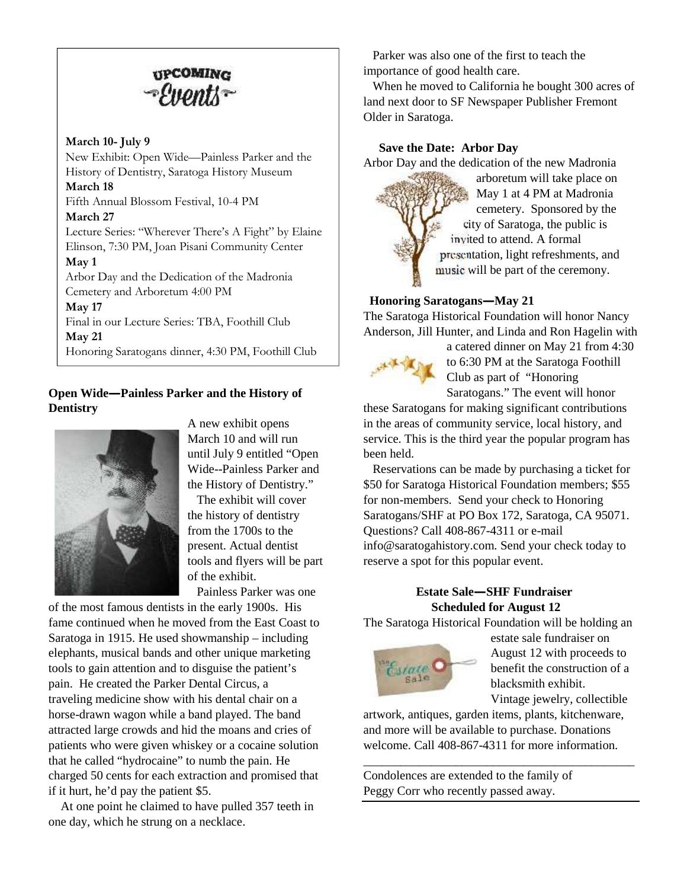## UPCOMING Events

**March 10- July 9**
New Exhibit: Open Wide—Painless Parker and the History of Dentistry, Saratoga History Museum

**March 18**
Fifth Annual Blossom Festival, 10-4 PM

**March 27**
Lecture Series: "Wherever There's A Fight" by Elaine Elinson, 7:30 PM, Joan Pisani Community Center

**May 1**
Arbor Day and the Dedication of the Madronia Cemetery and Arboretum 4:00 PM

**May 17**
Final in our Lecture Series: TBA, Foothill Club

**May 21**
Honoring Saratogans dinner, 4:30 PM, Foothill Club

### Open Wide—Painless Parker and the History of Dentistry

A new exhibit opens March 10 and will run until July 9 entitled "Open Wide--Painless Parker and the History of Dentistry."

The exhibit will cover the history of dentistry from the 1700s to the present. Actual dentist tools and flyers will be part of the exhibit.

Painless Parker was one of the most famous dentists in the early 1900s. His fame continued when he moved from the East Coast to Saratoga in 1915. He used showmanship – including elephants, musical bands and other unique marketing tools to gain attention and to disguise the patient's pain. He created the Parker Dental Circus, a traveling medicine show with his dental chair on a horse-drawn wagon while a band played. The band attracted large crowds and hid the moans and cries of patients who were given whiskey or a cocaine solution that he called "hydrocaine" to numb the pain. He charged 50 cents for each extraction and promised that if it hurt, he'd pay the patient $5.

At one point he claimed to have pulled 357 teeth in one day, which he strung on a necklace.

Parker was also one of the first to teach the importance of good health care.

When he moved to California he bought 300 acres of land next door to SF Newspaper Publisher Fremont Older in Saratoga.

### Save the Date: Arbor Day

Arbor Day and the dedication of the new Madronia arboretum will take place on May 1 at 4 PM at Madronia cemetery. Sponsored by the city of Saratoga, the public is invited to attend. A formal presentation, light refreshments, and music will be part of the ceremony.

### Honoring Saratogans—May 21

The Saratoga Historical Foundation will honor Nancy Anderson, Jill Hunter, and Linda and Ron Hagelin with a catered dinner on May 21 from 4:30 to 6:30 PM at the Saratoga Foothill Club as part of "Honoring Saratogans." The event will honor these Saratogans for making significant contributions in the areas of community service, local history, and service. This is the third year the popular program has been held.

Reservations can be made by purchasing a ticket for $50 for Saratoga Historical Foundation members; $55 for non-members. Send your check to Honoring Saratogans/SHF at PO Box 172, Saratoga, CA 95071. Questions? Call 408-867-4311 or e-mail info@saratogahistory.com. Send your check today to reserve a spot for this popular event.

### Estate Sale—SHF Fundraiser Scheduled for August 12

The Saratoga Historical Foundation will be holding an estate sale fundraiser on August 12 with proceeds to benefit the construction of a blacksmith exhibit. Vintage jewelry, collectible artwork, antiques, garden items, plants, kitchenware, and more will be available to purchase. Donations welcome. Call 408-867-4311 for more information.

---

Condolences are extended to the family of Peggy Corr who recently passed away.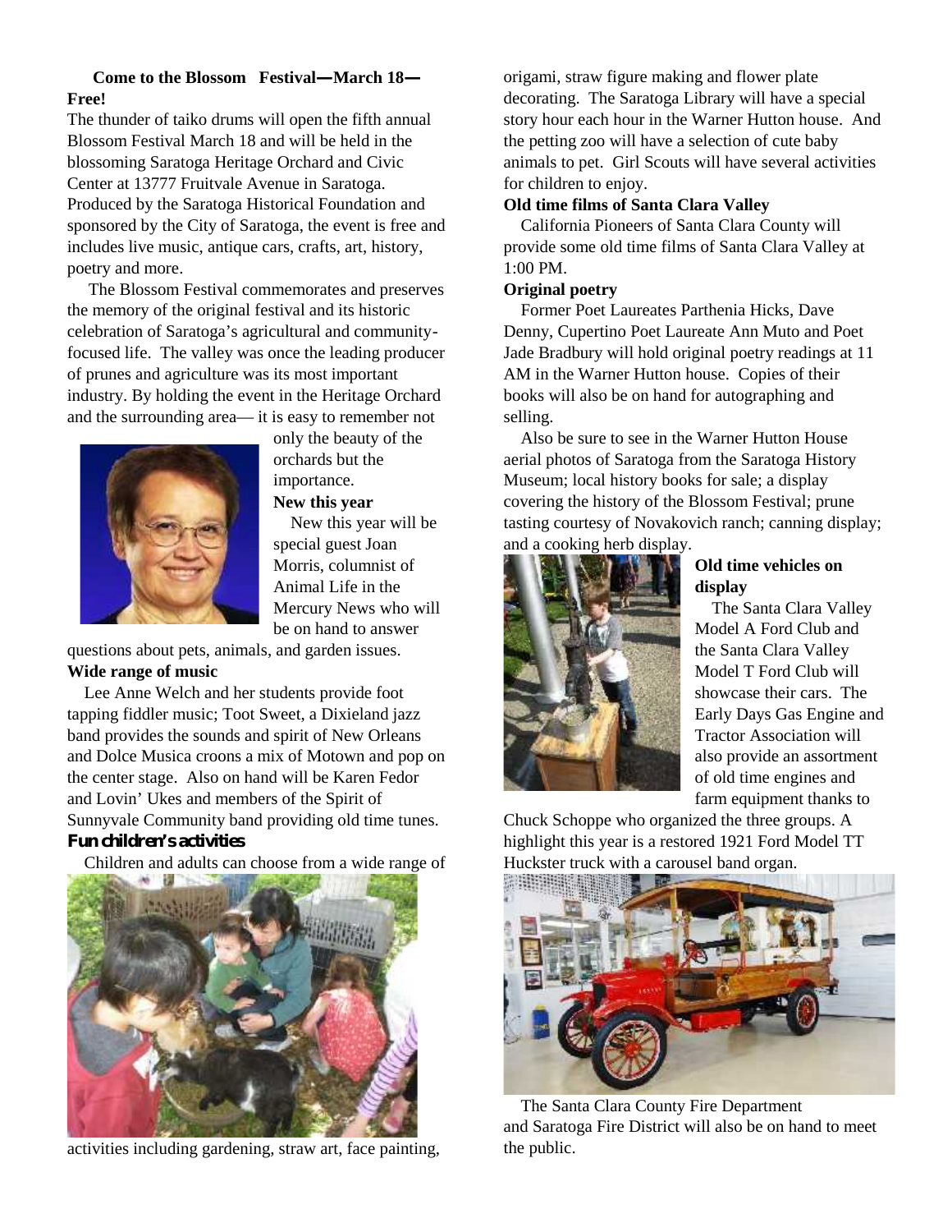**Come to the Blossom Festival—March 18—Free!**

The thunder of taiko drums will open the fifth annual Blossom Festival March 18 and will be held in the blossoming Saratoga Heritage Orchard and Civic Center at 13777 Fruitvale Avenue in Saratoga. Produced by the Saratoga Historical Foundation and sponsored by the City of Saratoga, the event is free and includes live music, antique cars, crafts, art, history, poetry and more.

The Blossom Festival commemorates and preserves the memory of the original festival and its historic celebration of Saratoga's agricultural and community-focused life. The valley was once the leading producer of prunes and agriculture was its most important industry. By holding the event in the Heritage Orchard and the surrounding area— it is easy to remember not only the beauty of the orchards but the importance.

**New this year**

New this year will be special guest Joan Morris, columnist of Animal Life in the Mercury News who will be on hand to answer questions about pets, animals, and garden issues.

**Wide range of music**

Lee Anne Welch and her students provide foot tapping fiddler music; Toot Sweet, a Dixieland jazz band provides the sounds and spirit of New Orleans and Dolce Musica croons a mix of Motown and pop on the center stage. Also on hand will be Karen Fedor and Lovin' Ukes and members of the Spirit of Sunnyvale Community band providing old time tunes.

**Fun children's activities**

Children and adults can choose from a wide range of activities including gardening, straw art, face painting, origami, straw figure making and flower plate decorating. The Saratoga Library will have a special story hour each hour in the Warner Hutton house. And the petting zoo will have a selection of cute baby animals to pet. Girl Scouts will have several activities for children to enjoy.

**Old time films of Santa Clara Valley**

California Pioneers of Santa Clara County will provide some old time films of Santa Clara Valley at 1:00 PM.

**Original poetry**

Former Poet Laureates Parthenia Hicks, Dave Denny, Cupertino Poet Laureate Ann Muto and Poet Jade Bradbury will hold original poetry readings at 11 AM in the Warner Hutton house. Copies of their books will also be on hand for autographing and selling.

Also be sure to see in the Warner Hutton House aerial photos of Saratoga from the Saratoga History Museum; local history books for sale; a display covering the history of the Blossom Festival; prune tasting courtesy of Novakovich ranch; canning display; and a cooking herb display.

**Old time vehicles on display**

The Santa Clara Valley Model A Ford Club and the Santa Clara Valley Model T Ford Club will showcase their cars. The Early Days Gas Engine and Tractor Association will also provide an assortment of old time engines and farm equipment thanks to Chuck Schoppe who organized the three groups. A highlight this year is a restored 1921 Ford Model TT Huckster truck with a carousel band organ.

The Santa Clara County Fire Department and Saratoga Fire District will also be on hand to meet the public.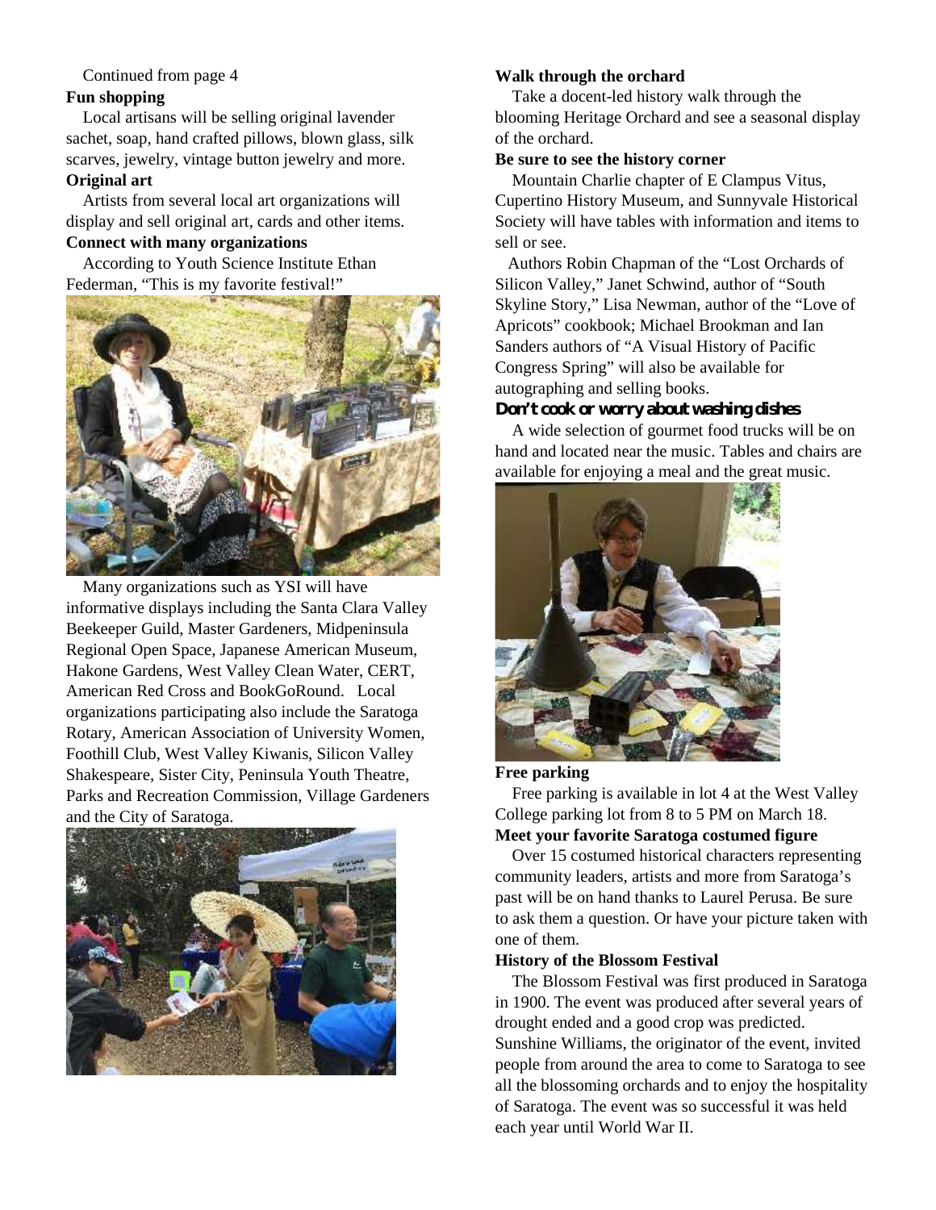Continued from page 4

**Fun shopping**

Local artisans will be selling original lavender sachet, soap, hand crafted pillows, blown glass, silk scarves, jewelry, vintage button jewelry and more.

**Original art**

Artists from several local art organizations will display and sell original art, cards and other items.

**Connect with many organizations**

According to Youth Science Institute Ethan Federman, "This is my favorite festival!"

Many organizations such as YSI will have informative displays including the Santa Clara Valley Beekeeper Guild, Master Gardeners, Midpeninsula Regional Open Space, Japanese American Museum, Hakone Gardens, West Valley Clean Water, CERT, American Red Cross and BookGoRound. Local organizations participating also include the Saratoga Rotary, American Association of University Women, Foothill Club, West Valley Kiwanis, Silicon Valley Shakespeare, Sister City, Peninsula Youth Theatre, Parks and Recreation Commission, Village Gardeners and the City of Saratoga.

**Walk through the orchard**

Take a docent-led history walk through the blooming Heritage Orchard and see a seasonal display of the orchard.

**Be sure to see the history corner**

Mountain Charlie chapter of E Clampus Vitus, Cupertino History Museum, and Sunnyvale Historical Society will have tables with information and items to sell or see.

Authors Robin Chapman of the "Lost Orchards of Silicon Valley," Janet Schwind, author of "South Skyline Story," Lisa Newman, author of the "Love of Apricots" cookbook; Michael Brookman and Ian Sanders authors of "A Visual History of Pacific Congress Spring" will also be available for autographing and selling books.

**Don't cook or worry about washing dishes**

A wide selection of gourmet food trucks will be on hand and located near the music. Tables and chairs are available for enjoying a meal and the great music.

**Free parking**

Free parking is available in lot 4 at the West Valley College parking lot from 8 to 5 PM on March 18.

**Meet your favorite Saratoga costumed figure**

Over 15 costumed historical characters representing community leaders, artists and more from Saratoga's past will be on hand thanks to Laurel Perusa. Be sure to ask them a question. Or have your picture taken with one of them.

**History of the Blossom Festival**

The Blossom Festival was first produced in Saratoga in 1900. The event was produced after several years of drought ended and a good crop was predicted. Sunshine Williams, the originator of the event, invited people from around the area to come to Saratoga to see all the blossoming orchards and to enjoy the hospitality of Saratoga. The event was so successful it was held each year until World War II.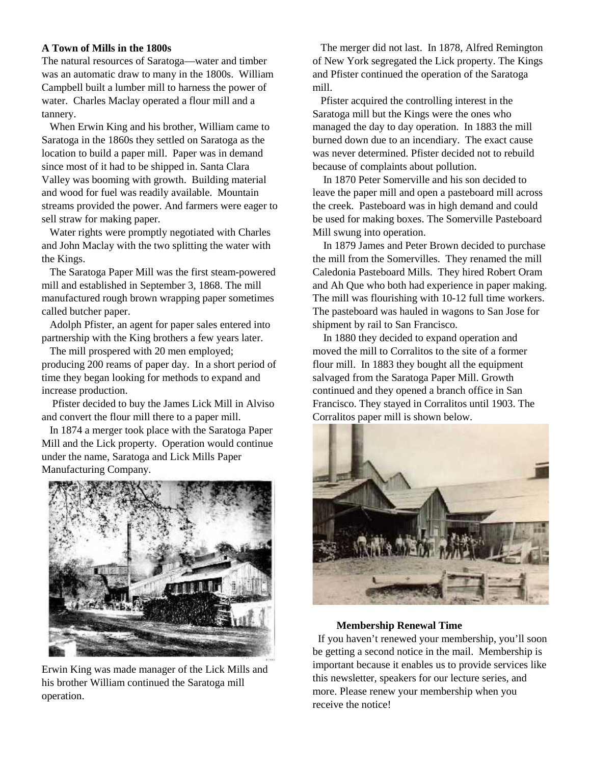## A Town of Mills in the 1800s

The natural resources of Saratoga—water and timber was an automatic draw to many in the 1800s. William Campbell built a lumber mill to harness the power of water. Charles Maclay operated a flour mill and a tannery.

When Erwin King and his brother, William came to Saratoga in the 1860s they settled on Saratoga as the location to build a paper mill. Paper was in demand since most of it had to be shipped in. Santa Clara Valley was booming with growth. Building material and wood for fuel was readily available. Mountain streams provided the power. And farmers were eager to sell straw for making paper.

Water rights were promptly negotiated with Charles and John Maclay with the two splitting the water with the Kings.

The Saratoga Paper Mill was the first steam-powered mill and established in September 3, 1868. The mill manufactured rough brown wrapping paper sometimes called butcher paper.

Adolph Pfister, an agent for paper sales entered into partnership with the King brothers a few years later.

The mill prospered with 20 men employed; producing 200 reams of paper day. In a short period of time they began looking for methods to expand and increase production.

Pfister decided to buy the James Lick Mill in Alviso and convert the flour mill there to a paper mill.

In 1874 a merger took place with the Saratoga Paper Mill and the Lick property. Operation would continue under the name, Saratoga and Lick Mills Paper Manufacturing Company.

Erwin King was made manager of the Lick Mills and his brother William continued the Saratoga mill operation.

The merger did not last. In 1878, Alfred Remington of New York segregated the Lick property. The Kings and Pfister continued the operation of the Saratoga mill.

Pfister acquired the controlling interest in the Saratoga mill but the Kings were the ones who managed the day to day operation. In 1883 the mill burned down due to an incendiary. The exact cause was never determined. Pfister decided not to rebuild because of complaints about pollution.

In 1870 Peter Somerville and his son decided to leave the paper mill and open a pasteboard mill across the creek. Pasteboard was in high demand and could be used for making boxes. The Somerville Pasteboard Mill swung into operation.

In 1879 James and Peter Brown decided to purchase the mill from the Somervilles. They renamed the mill Caledonia Pasteboard Mills. They hired Robert Oram and Ah Que who both had experience in paper making. The mill was flourishing with 10-12 full time workers. The pasteboard was hauled in wagons to San Jose for shipment by rail to San Francisco.

In 1880 they decided to expand operation and moved the mill to Corralitos to the site of a former flour mill. In 1883 they bought all the equipment salvaged from the Saratoga Paper Mill. Growth continued and they opened a branch office in San Francisco. They stayed in Corralitos until 1903. The Corralitos paper mill is shown below.

### Membership Renewal Time

If you haven't renewed your membership, you'll soon be getting a second notice in the mail. Membership is important because it enables us to provide services like this newsletter, speakers for our lecture series, and more. Please renew your membership when you receive the notice!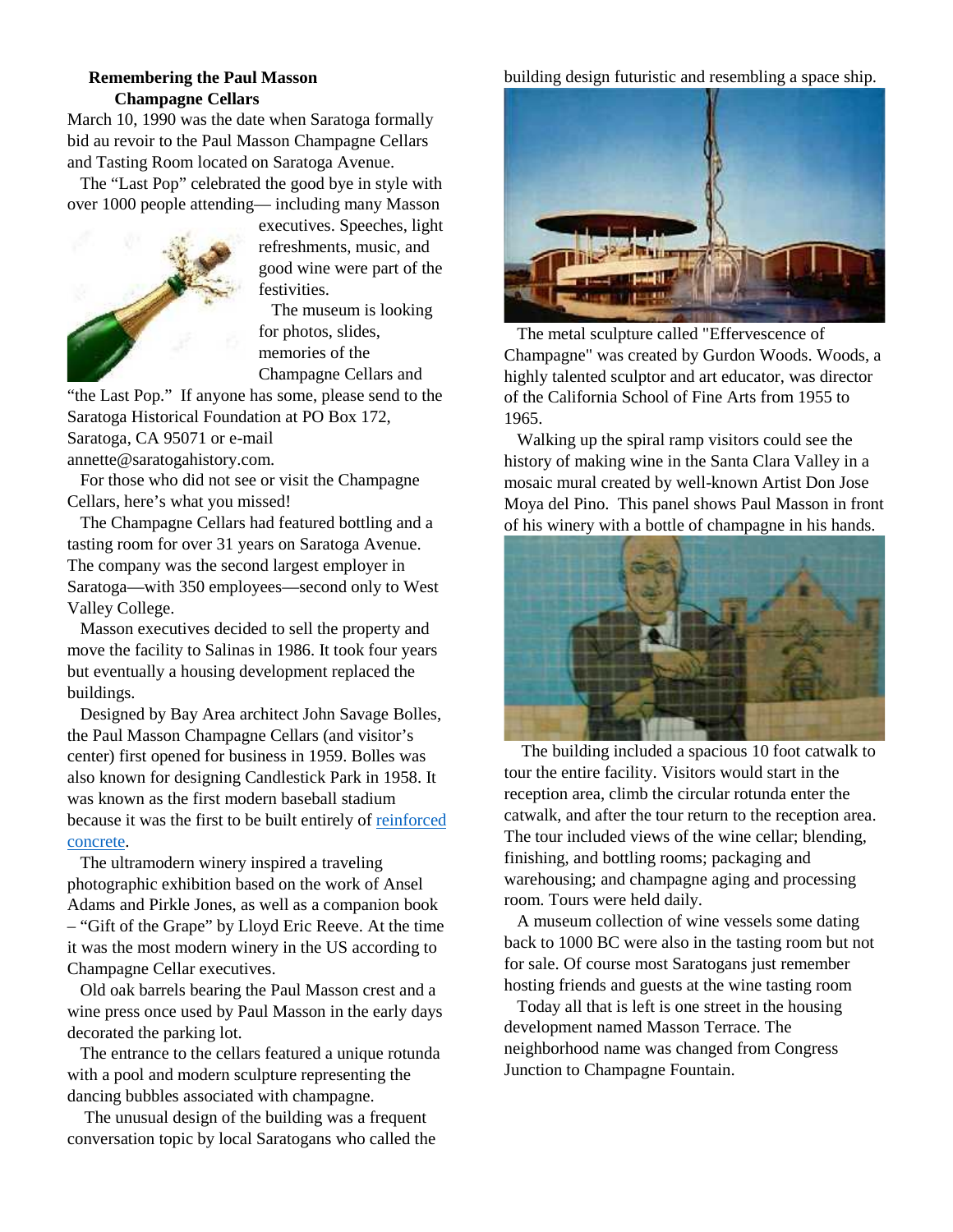## Remembering the Paul Masson Champagne Cellars

March 10, 1990 was the date when Saratoga formally bid au revoir to the Paul Masson Champagne Cellars and Tasting Room located on Saratoga Avenue.

The "Last Pop" celebrated the good bye in style with over 1000 people attending— including many Masson executives. Speeches, light refreshments, music, and good wine were part of the festivities.

The museum is looking for photos, slides, memories of the Champagne Cellars and "the Last Pop." If anyone has some, please send to the Saratoga Historical Foundation at PO Box 172, Saratoga, CA 95071 or e-mail annette@saratogahistory.com.

For those who did not see or visit the Champagne Cellars, here's what you missed!

The Champagne Cellars had featured bottling and a tasting room for over 31 years on Saratoga Avenue. The company was the second largest employer in Saratoga—with 350 employees—second only to West Valley College.

Masson executives decided to sell the property and move the facility to Salinas in 1986. It took four years but eventually a housing development replaced the buildings.

Designed by Bay Area architect John Savage Bolles, the Paul Masson Champagne Cellars (and visitor's center) first opened for business in 1959. Bolles was also known for designing Candlestick Park in 1958. It was known as the first modern baseball stadium because it was the first to be built entirely of reinforced concrete.

The ultramodern winery inspired a traveling photographic exhibition based on the work of Ansel Adams and Pirkle Jones, as well as a companion book – "Gift of the Grape" by Lloyd Eric Reeve. At the time it was the most modern winery in the US according to Champagne Cellar executives.

Old oak barrels bearing the Paul Masson crest and a wine press once used by Paul Masson in the early days decorated the parking lot.

The entrance to the cellars featured a unique rotunda with a pool and modern sculpture representing the dancing bubbles associated with champagne.

The unusual design of the building was a frequent conversation topic by local Saratogans who called the building design futuristic and resembling a space ship.

The metal sculpture called "Effervescence of Champagne" was created by Gurdon Woods. Woods, a highly talented sculptor and art educator, was director of the California School of Fine Arts from 1955 to 1965.

Walking up the spiral ramp visitors could see the history of making wine in the Santa Clara Valley in a mosaic mural created by well-known Artist Don Jose Moya del Pino. This panel shows Paul Masson in front of his winery with a bottle of champagne in his hands.

The building included a spacious 10 foot catwalk to tour the entire facility. Visitors would start in the reception area, climb the circular rotunda enter the catwalk, and after the tour return to the reception area. The tour included views of the wine cellar; blending, finishing, and bottling rooms; packaging and warehousing; and champagne aging and processing room. Tours were held daily.

A museum collection of wine vessels some dating back to 1000 BC were also in the tasting room but not for sale. Of course most Saratogans just remember hosting friends and guests at the wine tasting room

Today all that is left is one street in the housing development named Masson Terrace. The neighborhood name was changed from Congress Junction to Champagne Fountain.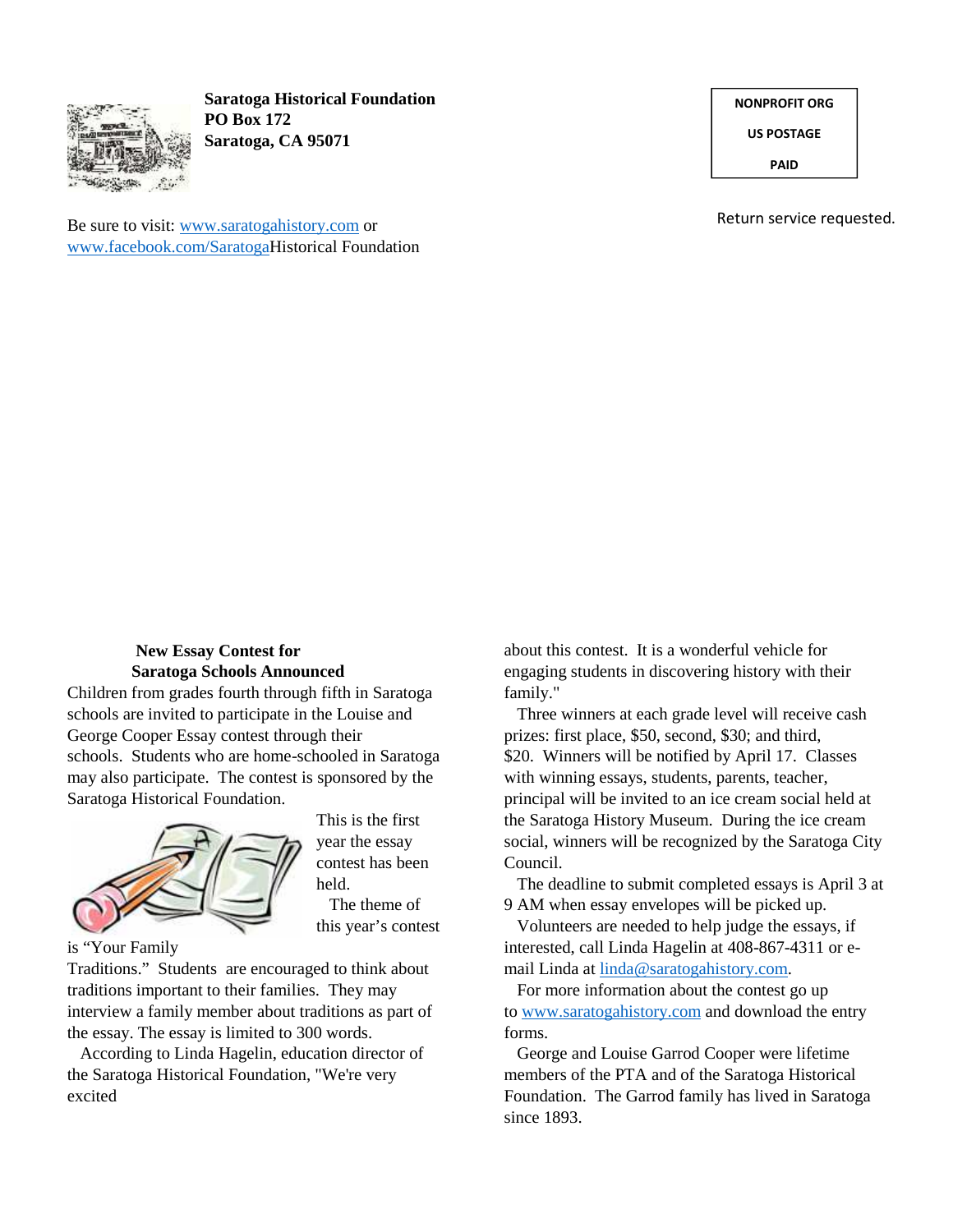**Saratoga Historical Foundation**
**PO Box 172**
**Saratoga, CA 95071**

Be sure to visit: www.saratogahistory.com or www.facebook.com/SaratogaHistorical Foundation

**NONPROFIT ORG**

**US POSTAGE**

**PAID**

Return service requested.

### New Essay Contest for Saratoga Schools Announced

Children from grades fourth through fifth in Saratoga schools are invited to participate in the Louise and George Cooper Essay contest through their schools. Students who are home-schooled in Saratoga may also participate. The contest is sponsored by the Saratoga Historical Foundation.

This is the first year the essay contest has been held.

The theme of this year's contest is "Your Family Traditions." Students are encouraged to think about traditions important to their families. They may interview a family member about traditions as part of the essay. The essay is limited to 300 words.

According to Linda Hagelin, education director of the Saratoga Historical Foundation, "We're very excited about this contest. It is a wonderful vehicle for engaging students in discovering history with their family."

Three winners at each grade level will receive cash prizes: first place, $50, second, $30; and third, $20. Winners will be notified by April 17. Classes with winning essays, students, parents, teacher, principal will be invited to an ice cream social held at the Saratoga History Museum. During the ice cream social, winners will be recognized by the Saratoga City Council.

The deadline to submit completed essays is April 3 at 9 AM when essay envelopes will be picked up.

Volunteers are needed to help judge the essays, if interested, call Linda Hagelin at 408-867-4311 or e-mail Linda at linda@saratogahistory.com.

For more information about the contest go up to www.saratogahistory.com and download the entry forms.

George and Louise Garrod Cooper were lifetime members of the PTA and of the Saratoga Historical Foundation. The Garrod family has lived in Saratoga since 1893.